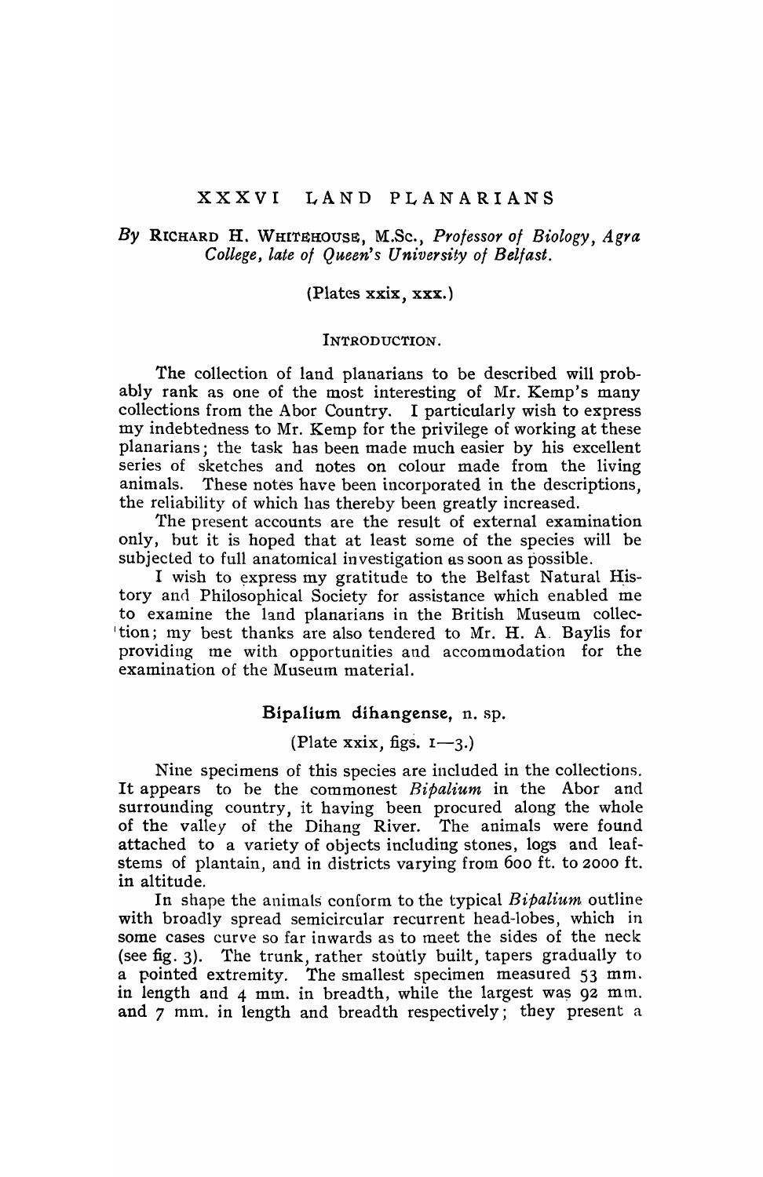# XXXVI LAND PLANARIANS

*By* RICHARD H. WHITEHOUSE, M.Sc., *Professor of Biology, Agra College, late of Queen's University of Belfast.*

(Plates xxix, xxx.)

## INTRODUCTION.

The collection of land planarians to be described will probably rank as one of the most interesting of Mr. Kemp's many collections from the Abor Country. I particularly wish to express my indebtedness to Mr. Kemp for the privilege of working at these planarians; the task has been made much easier by his excellent series of sketches and notes on colour made from the living animals. These notes have been incorporated in the descriptions, the reliability of which has thereby been greatly increased.

The present accounts are the result of external examination only, but it is hoped that at least some of the species will be subjected to full anatomical investigation as soon as possible.

I wish to express my gratitude to the Belfast Natural History and Philosophical Society for assistance which enabled me to examine the land planarians in the British Museum collection; my best thanks are also tendered to Mr. H. A. Baylis for providing me with opportunities and accommodation for the examination of the Museum material.

## Bipalium dihangense, n. sp.

(Plate xxix, figs. 1—3.)

Nine specimens of this species are included in the collections. It appears to be the commonest *Bipalium* in the Abor and surrounding country, it having been procured along the whole of the valley of the Dihang River. The animals were found attached to a variety of objects including stones, logs and leaf-stems of plantain, and in districts varying from 600 ft. to 2000 ft. in altitude.

In shape the animals conform to the typical *Bipalium* outline with broadly spread semicircular recurrent head-lobes, which in some cases curve so far inwards as to meet the sides of the neck (see fig. 3). The trunk, rather stoutly built, tapers gradually to a pointed extremity. The smallest specimen measured 53 mm. in length and 4 mm. in breadth, while the largest was 92 mm. and 7 mm. in length and breadth respectively; they present a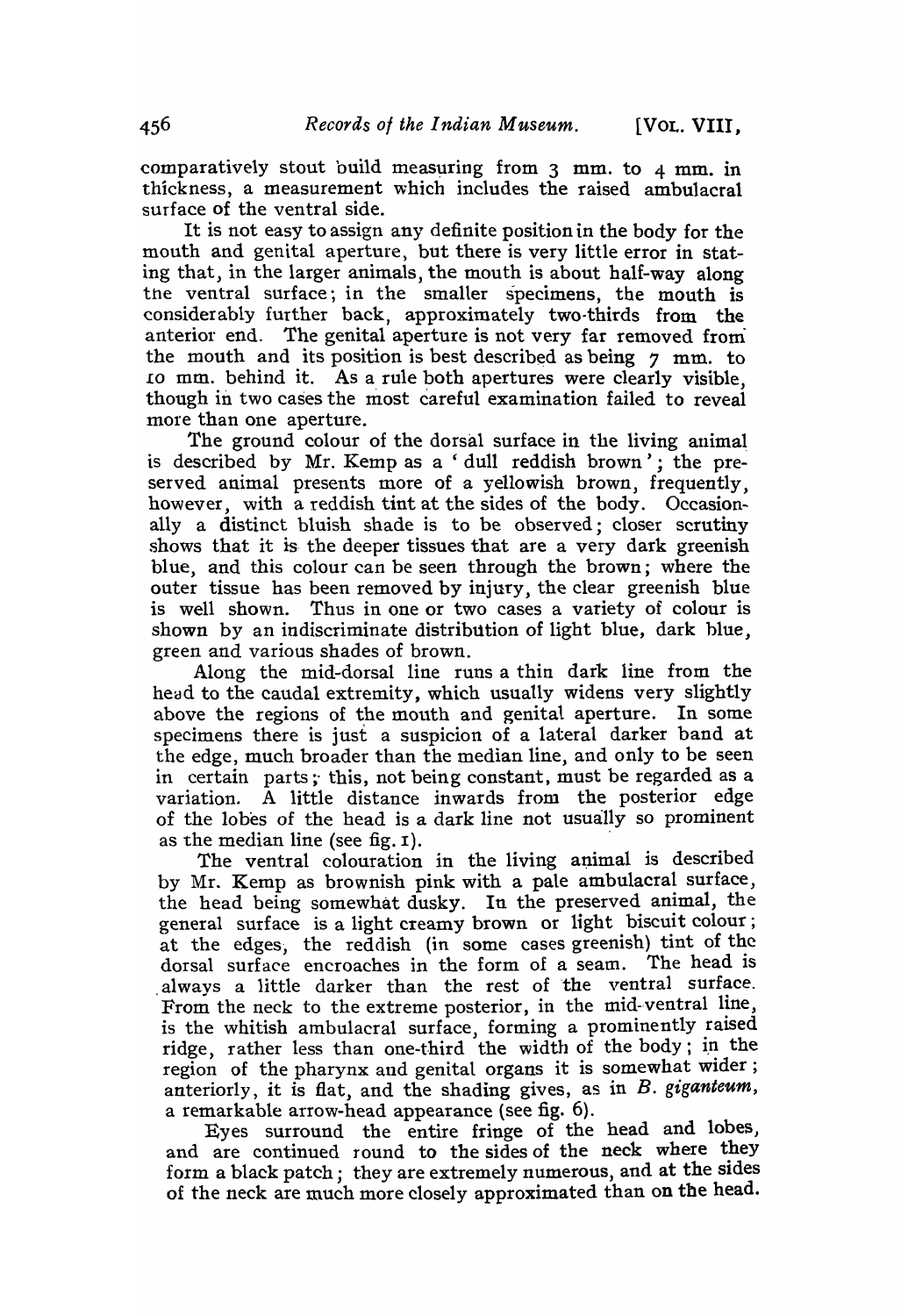comparatively stout build measuring from 3 mm. to 4 mm. in thickness, a measurement which includes the raised ambulacral surface of the ventral side.

It is not easy to assign any definite position in the body for the mouth and genital aperture, but there is very little error in stating that, in the larger animals, the mouth is about half-way along the ventral surface; in the smaller specimens, the mouth is considerably further back, approximately two-thirds from the anterior end. The genital aperture is not very far removed from the mouth and its position is best described as being 7 mm. to 10 mm. behind it. As a rule both apertures were clearly visible, though in two cases the most careful examination failed to reveal more than one aperture.

The ground colour of the dorsal surface in the living animal is described by Mr. Kemp as a 'dull reddish brown'; the preserved animal presents more of a yellowish brown, frequently, however, with a reddish tint at the sides of the body. Occasionally a distinct bluish shade is to be observed; closer scrutiny shows that it is the deeper tissues that are a very dark greenish blue, and this colour can be seen through the brown; where the outer tissue has been removed by injury, the clear greenish blue is well shown. Thus in one or two cases a variety of colour is shown by an indiscriminate distribution of light blue, dark blue, green and various shades of brown.

Along the mid-dorsal line runs a thin dark line from the head to the caudal extremity, which usually widens very slightly above the regions of the mouth and genital aperture. In some specimens there is just a suspicion of a lateral darker band at the edge, much broader than the median line, and only to be seen in certain parts; this, not being constant, must be regarded as a variation. A little distance inwards from the posterior edge of the lobes of the head is a dark line not usually so prominent as the median line (see fig. 1).

The ventral colouration in the living animal is described by Mr. Kemp as brownish pink with a pale ambulacral surface, the head being somewhat dusky. In the preserved animal, the general surface is a light creamy brown or light biscuit colour; at the edges, the reddish (in some cases greenish) tint of the dorsal surface encroaches in the form of a seam. The head is always a little darker than the rest of the ventral surface. From the neck to the extreme posterior, in the mid-ventral line, is the whitish ambulacral surface, forming a prominently raised ridge, rather less than one-third the width of the body; in the region of the pharynx and genital organs it is somewhat wider; anteriorly, it is flat, and the shading gives, as in *B. giganteum*, a remarkable arrow-head appearance (see fig. 6).

Eyes surround the entire fringe of the head and lobes, and are continued round to the sides of the neck where they form a black patch; they are extremely numerous, and at the sides of the neck are much more closely approximated than on the head.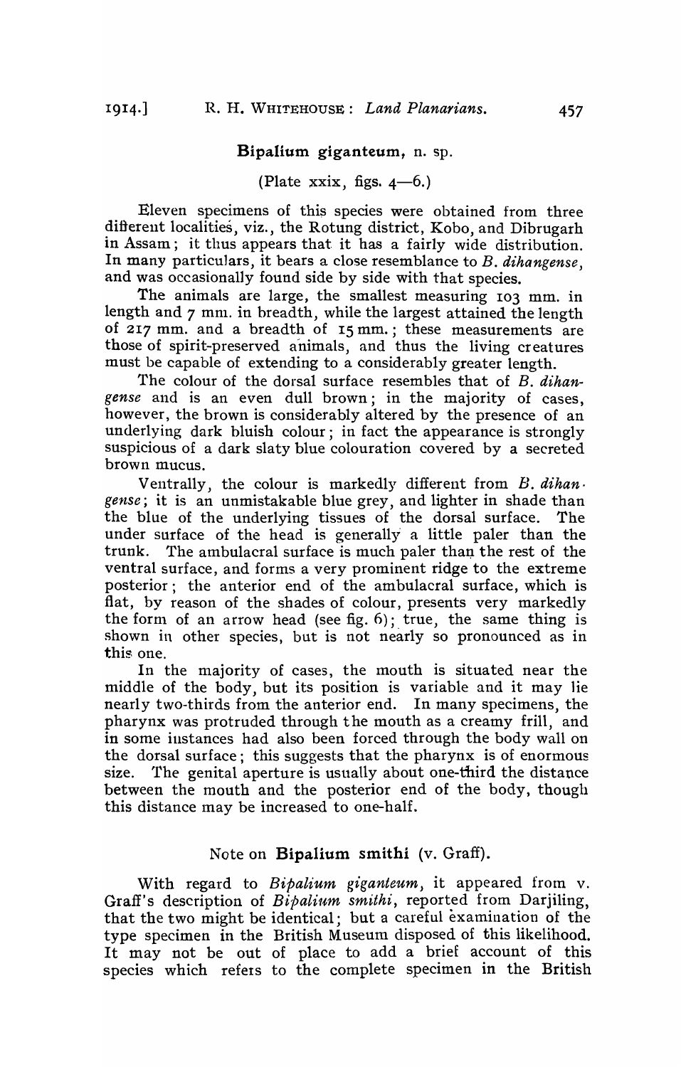## **Bipalium giganteum**, n. sp.

(Plate xxix, figs. 4—6.)

Eleven specimens of this species were obtained from three different localities, viz., the Rotung district, Kobo, and Dibrugarh in Assam; it thus appears that it has a fairly wide distribution. In many particulars, it bears a close resemblance to *B. dihangense*, and was occasionally found side by side with that species.

The animals are large, the smallest measuring 103 mm. in length and 7 mm. in breadth, while the largest attained the length of 217 mm. and a breadth of 15 mm.; these measurements are those of spirit-preserved animals, and thus the living creatures must be capable of extending to a considerably greater length.

The colour of the dorsal surface resembles that of *B. dihangense* and is an even dull brown; in the majority of cases, however, the brown is considerably altered by the presence of an underlying dark bluish colour; in fact the appearance is strongly suspicious of a dark slaty blue colouration covered by a secreted brown mucus.

Ventrally, the colour is markedly different from *B. dihangense*; it is an unmistakable blue grey, and lighter in shade than the blue of the underlying tissues of the dorsal surface. The under surface of the head is generally a little paler than the trunk. The ambulacral surface is much paler than the rest of the ventral surface, and forms a very prominent ridge to the extreme posterior; the anterior end of the ambulacral surface, which is flat, by reason of the shades of colour, presents very markedly the form of an arrow head (see fig. 6); true, the same thing is shown in other species, but is not nearly so pronounced as in this one.

In the majority of cases, the mouth is situated near the middle of the body, but its position is variable and it may lie nearly two-thirds from the anterior end. In many specimens, the pharynx was protruded through the mouth as a creamy frill, and in some instances had also been forced through the body wall on the dorsal surface; this suggests that the pharynx is of enormous size. The genital aperture is usually about one-third the distance between the mouth and the posterior end of the body, though this distance may be increased to one-half.

## Note on **Bipalium smithi** (v. Graff).

With regard to *Bipalium giganteum*, it appeared from v. Graff's description of *Bipalium smithi*, reported from Darjiling, that the two might be identical; but a careful examination of the type specimen in the British Museum disposed of this likelihood. It may not be out of place to add a brief account of this species which refers to the complete specimen in the British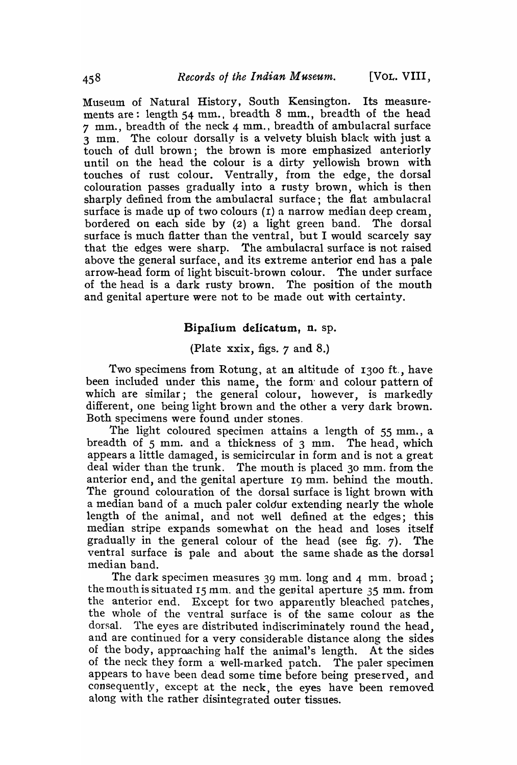Museum of Natural History, South Kensington. Its measurements are: length 54 mm., breadth 8 mm., breadth of the head 7 mm., breadth of the neck 4 mm., breadth of ambulacral surface 3 mm. The colour dorsally is a velvety bluish black with just a touch of dull brown; the brown is more emphasized anteriorly until on the head the colour is a dirty yellowish brown with touches of rust colour. Ventrally, from the edge, the dorsal colouration passes gradually into a rusty brown, which is then sharply defined from the ambulacral surface; the flat ambulacral surface is made up of two colours (1) a narrow median deep cream, bordered on each side by (2) a light green band. The dorsal surface is much flatter than the ventral, but I would scarcely say that the edges were sharp. The ambulacral surface is not raised above the general surface, and its extreme anterior end has a pale arrow-head form of light biscuit-brown colour. The under surface of the head is a dark rusty brown. The position of the mouth and genital aperture were not to be made out with certainty.

### Bipalium delicatum, n. sp.

(Plate xxix, figs. 7 and 8.)

Two specimens from Rotung, at an altitude of 1300 ft., have been included under this name, the form and colour pattern of which are similar; the general colour, however, is markedly different, one being light brown and the other a very dark brown. Both specimens were found under stones.

The light coloured specimen attains a length of 55 mm., a breadth of 5 mm. and a thickness of 3 mm. The head, which appears a little damaged, is semicircular in form and is not a great deal wider than the trunk. The mouth is placed 30 mm. from the anterior end, and the genital aperture 19 mm. behind the mouth. The ground colouration of the dorsal surface is light brown with a median band of a much paler colour extending nearly the whole length of the animal, and not well defined at the edges; this median stripe expands somewhat on the head and loses itself gradually in the general colour of the head (see fig. 7). The ventral surface is pale and about the same shade as the dorsal median band.

The dark specimen measures 39 mm. long and 4 mm. broad; the mouth is situated 15 mm. and the genital aperture 35 mm. from the anterior end. Except for two apparently bleached patches, the whole of the ventral surface is of the same colour as the dorsal. The eyes are distributed indiscriminately round the head, and are continued for a very considerable distance along the sides of the body, approaching half the animal's length. At the sides of the neck they form a well-marked patch. The paler specimen appears to have been dead some time before being preserved, and consequently, except at the neck, the eyes have been removed along with the rather disintegrated outer tissues.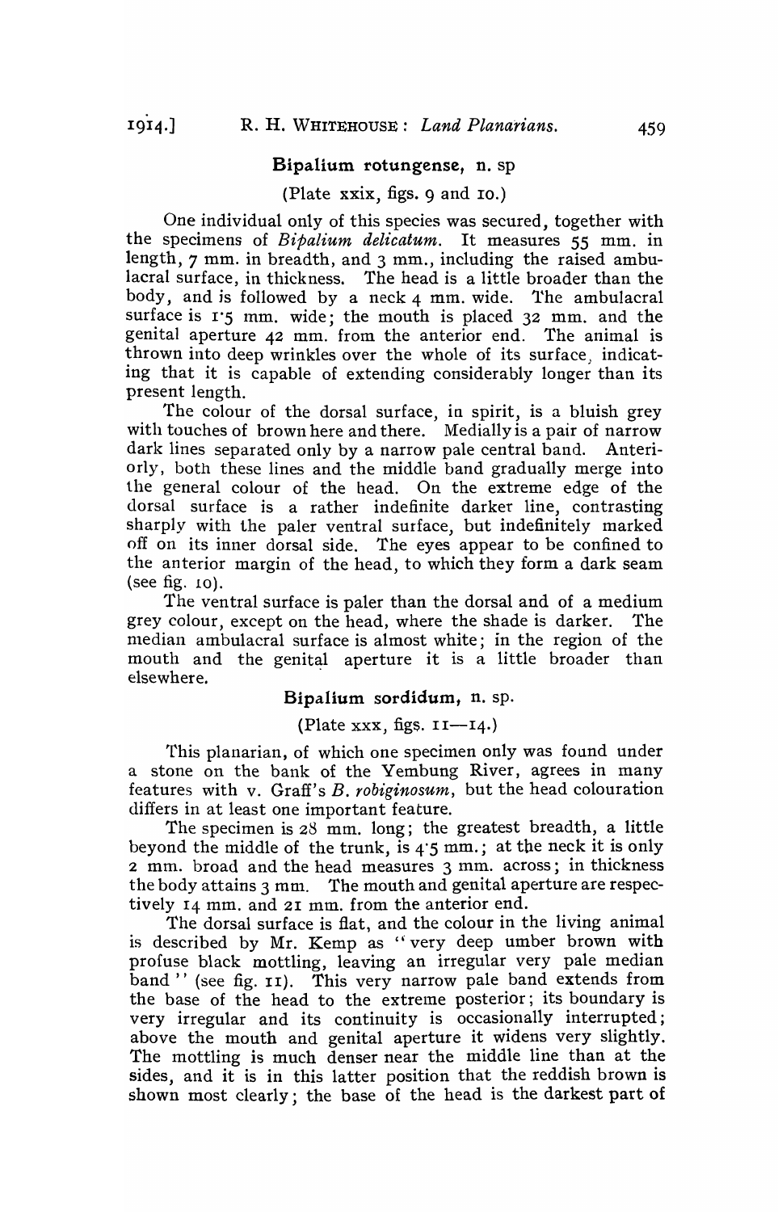## Bipalium rotungense, n. sp

(Plate xxix, figs. 9 and 10.)

One individual only of this species was secured, together with the specimens of *Bipalium delicatum*. It measures 55 mm. in length, 7 mm. in breadth, and 3 mm., including the raised ambulacral surface, in thickness. The head is a little broader than the body, and is followed by a neck 4 mm. wide. The ambulacral surface is 1·5 mm. wide; the mouth is placed 32 mm. and the genital aperture 42 mm. from the anterior end. The animal is thrown into deep wrinkles over the whole of its surface, indicating that it is capable of extending considerably longer than its present length.

The colour of the dorsal surface, in spirit, is a bluish grey with touches of brown here and there. Medially is a pair of narrow dark lines separated only by a narrow pale central band. Anteriorly, both these lines and the middle band gradually merge into the general colour of the head. On the extreme edge of the dorsal surface is a rather indefinite darker line, contrasting sharply with the paler ventral surface, but indefinitely marked off on its inner dorsal side. The eyes appear to be confined to the anterior margin of the head, to which they form a dark seam (see fig. 10).

The ventral surface is paler than the dorsal and of a medium grey colour, except on the head, where the shade is darker. The median ambulacral surface is almost white; in the region of the mouth and the genital aperture it is a little broader than elsewhere.

## Bipalium sordidum, n. sp.

(Plate xxx, figs. 11—14.)

This planarian, of which one specimen only was found under a stone on the bank of the Yembung River, agrees in many features with v. Graff's *B. robiginosum*, but the head colouration differs in at least one important feature.

The specimen is 28 mm. long; the greatest breadth, a little beyond the middle of the trunk, is 4·5 mm.; at the neck it is only 2 mm. broad and the head measures 3 mm. across; in thickness the body attains 3 mm. The mouth and genital aperture are respectively 14 mm. and 21 mm. from the anterior end.

The dorsal surface is flat, and the colour in the living animal is described by Mr. Kemp as "very deep umber brown with profuse black mottling, leaving an irregular very pale median band" (see fig. 11). This very narrow pale band extends from the base of the head to the extreme posterior; its boundary is very irregular and its continuity is occasionally interrupted; above the mouth and genital aperture it widens very slightly. The mottling is much denser near the middle line than at the sides, and it is in this latter position that the reddish brown is shown most clearly; the base of the head is the darkest part of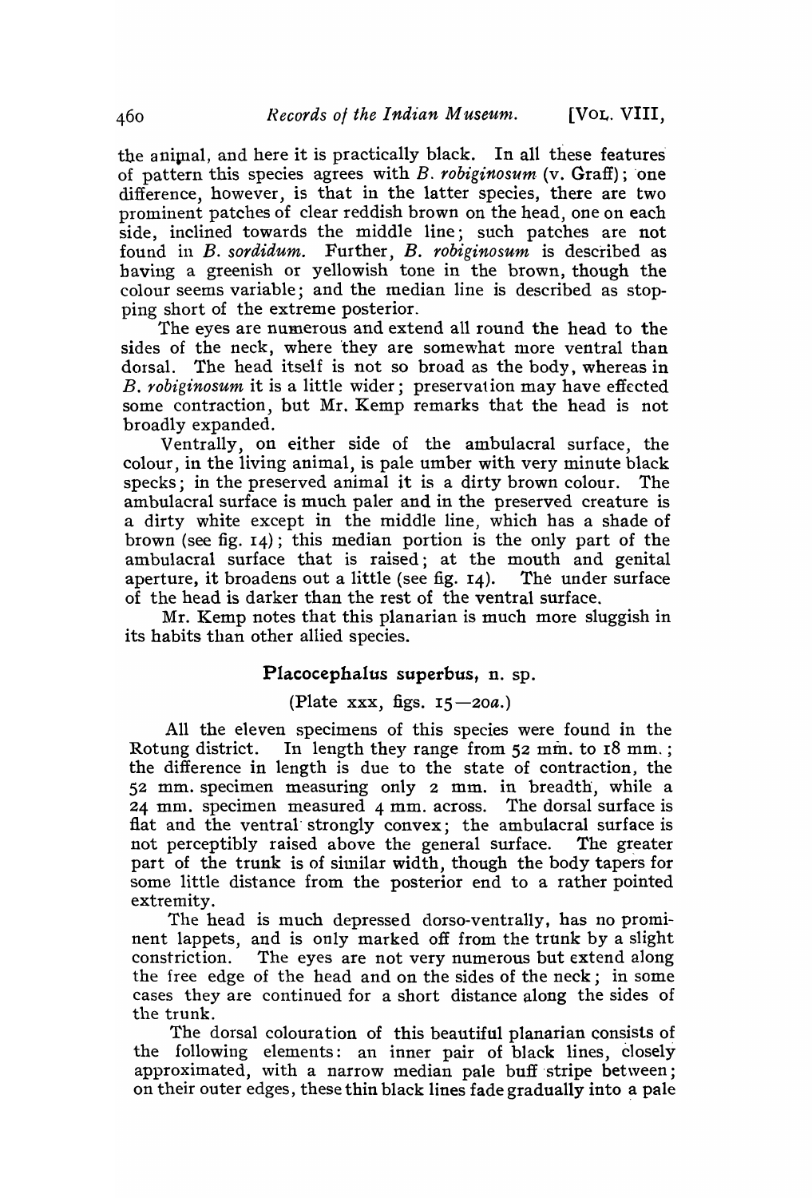the animal, and here it is practically black. In all these features of pattern this species agrees with *B. robiginosum* (v. Graff); one difference, however, is that in the latter species, there are two prominent patches of clear reddish brown on the head, one on each side, inclined towards the middle line; such patches are not found in *B. sordidum*. Further, *B. robiginosum* is described as having a greenish or yellowish tone in the brown, though the colour seems variable; and the median line is described as stopping short of the extreme posterior.

The eyes are numerous and extend all round the head to the sides of the neck, where they are somewhat more ventral than dorsal. The head itself is not so broad as the body, whereas in *B. robiginosum* it is a little wider; preservation may have effected some contraction, but Mr. Kemp remarks that the head is not broadly expanded.

Ventrally, on either side of the ambulacral surface, the colour, in the living animal, is pale umber with very minute black specks; in the preserved animal it is a dirty brown colour. The ambulacral surface is much paler and in the preserved creature is a dirty white except in the middle line, which has a shade of brown (see fig. 14); this median portion is the only part of the ambulacral surface that is raised; at the mouth and genital aperture, it broadens out a little (see fig. 14). The under surface of the head is darker than the rest of the ventral surface.

Mr. Kemp notes that this planarian is much more sluggish in its habits than other allied species.

## Placocephalus superbus, n. sp.

(Plate xxx, figs. 15—20*a*.)

All the eleven specimens of this species were found in the Rotung district. In length they range from 52 mm. to 18 mm.; the difference in length is due to the state of contraction, the 52 mm. specimen measuring only 2 mm. in breadth, while a 24 mm. specimen measured 4 mm. across. The dorsal surface is flat and the ventral strongly convex; the ambulacral surface is not perceptibly raised above the general surface. The greater part of the trunk is of similar width, though the body tapers for some little distance from the posterior end to a rather pointed extremity.

The head is much depressed dorso-ventrally, has no prominent lappets, and is only marked off from the trunk by a slight constriction. The eyes are not very numerous but extend along the free edge of the head and on the sides of the neck; in some cases they are continued for a short distance along the sides of the trunk.

The dorsal colouration of this beautiful planarian consists of the following elements: an inner pair of black lines, closely approximated, with a narrow median pale buff stripe between; on their outer edges, these thin black lines fade gradually into a pale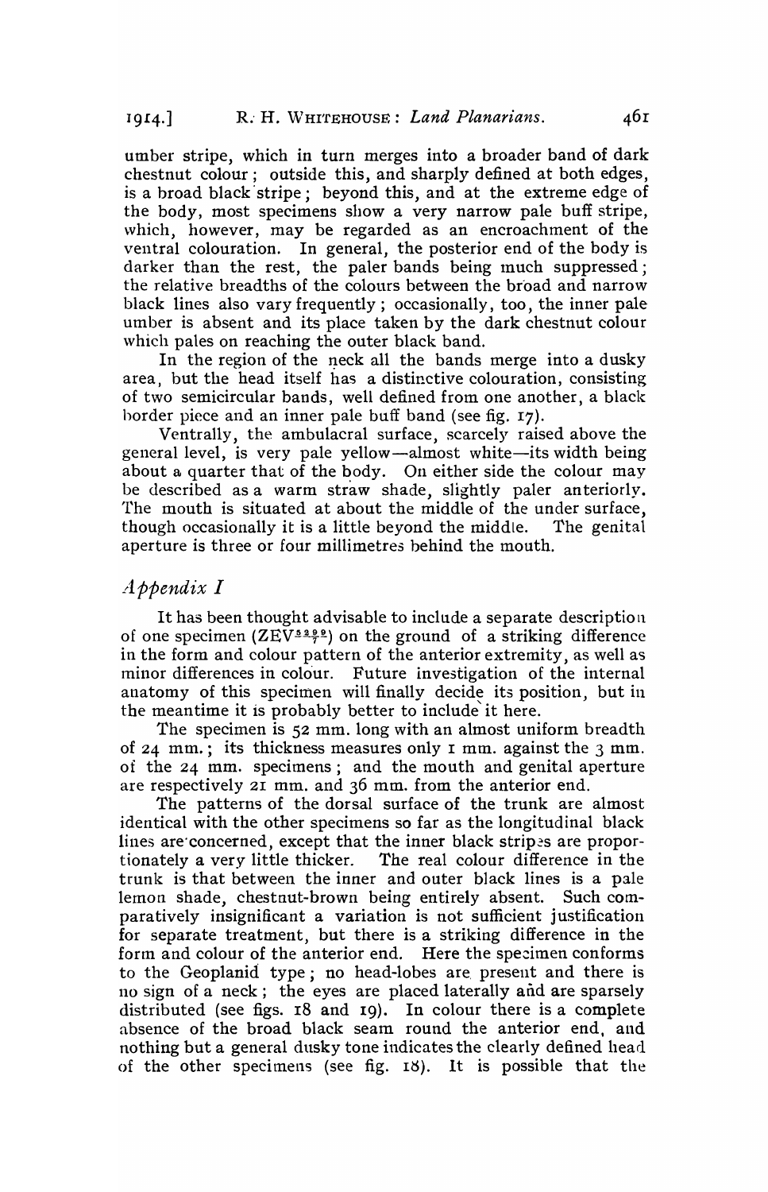umber stripe, which in turn merges into a broader band of dark chestnut colour; outside this, and sharply defined at both edges, is a broad black stripe; beyond this, and at the extreme edge of the body, most specimens show a very narrow pale buff stripe, which, however, may be regarded as an encroachment of the ventral colouration. In general, the posterior end of the body is darker than the rest, the paler bands being much suppressed; the relative breadths of the colours between the broad and narrow black lines also vary frequently; occasionally, too, the inner pale umber is absent and its place taken by the dark chestnut colour which pales on reaching the outer black band.

In the region of the neck all the bands merge into a dusky area, but the head itself has a distinctive colouration, consisting of two semicircular bands, well defined from one another, a black border piece and an inner pale buff band (see fig. 17).

Ventrally, the ambulacral surface, scarcely raised above the general level, is very pale yellow—almost white—its width being about a quarter that of the body. On either side the colour may be described as a warm straw shade, slightly paler anteriorly. The mouth is situated at about the middle of the under surface, though occasionally it is a little beyond the middle. The genital aperture is three or four millimetres behind the mouth.

## *Appendix I*

It has been thought advisable to include a separate description of one specimen ($ZEV\frac{229}{7}$) on the ground of a striking difference in the form and colour pattern of the anterior extremity, as well as minor differences in colour. Future investigation of the internal anatomy of this specimen will finally decide its position, but in the meantime it is probably better to include it here.

The specimen is 52 mm. long with an almost uniform breadth of 24 mm.; its thickness measures only 1 mm. against the 3 mm. of the 24 mm. specimens; and the mouth and genital aperture are respectively 21 mm. and 36 mm. from the anterior end.

The patterns of the dorsal surface of the trunk are almost identical with the other specimens so far as the longitudinal black lines are concerned, except that the inner black stripes are proportionately a very little thicker. The real colour difference in the trunk is that between the inner and outer black lines is a pale lemon shade, chestnut-brown being entirely absent. Such comparatively insignificant a variation is not sufficient justification for separate treatment, but there is a striking difference in the form and colour of the anterior end. Here the specimen conforms to the Geoplanid type; no head-lobes are present and there is no sign of a neck; the eyes are placed laterally and are sparsely distributed (see figs. 18 and 19). In colour there is a complete absence of the broad black seam round the anterior end, and nothing but a general dusky tone indicates the clearly defined head of the other specimens (see fig. 18). It is possible that the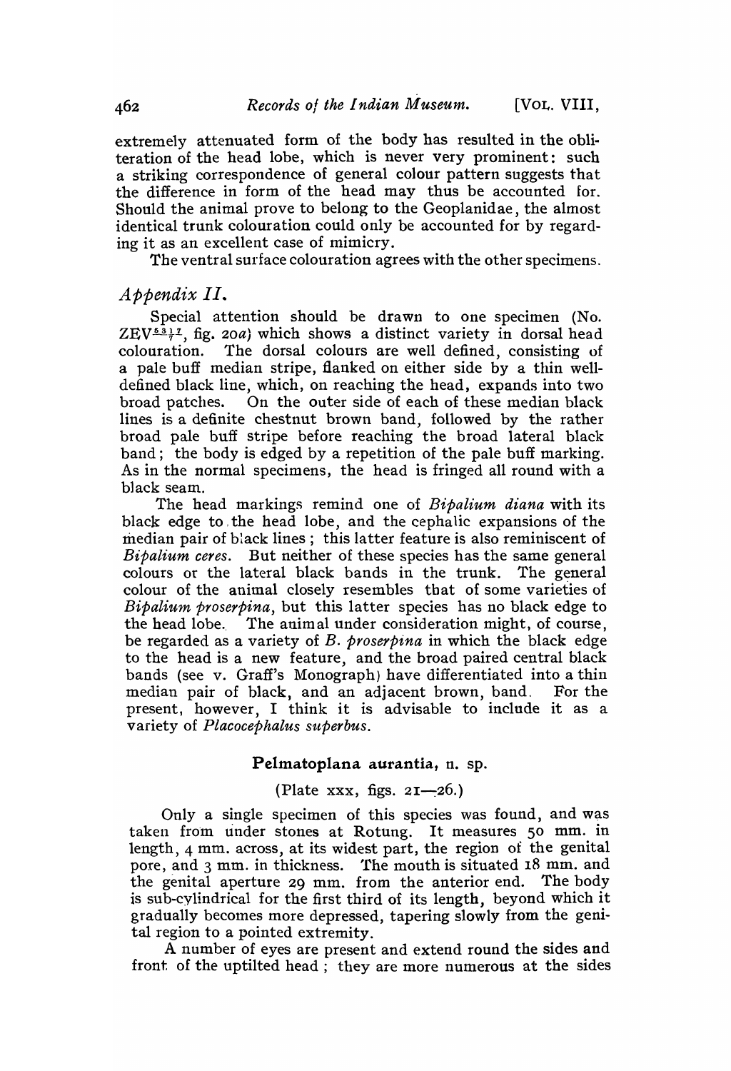extremely attenuated form of the body has resulted in the obliteration of the head lobe, which is never very prominent: such a striking correspondence of general colour pattern suggests that the difference in form of the head may thus be accounted for. Should the animal prove to belong to the Geoplanidae, the almost identical trunk colouration could only be accounted for by regarding it as an excellent case of mimicry.

The ventral surface colouration agrees with the other specimens.

## *Appendix II.*

Special attention should be drawn to one specimen (No. ZEV$\frac{6317}{7}$, fig. 20*a*) which shows a distinct variety in dorsal head colouration. The dorsal colours are well defined, consisting of a pale buff median stripe, flanked on either side by a thin well-defined black line, which, on reaching the head, expands into two broad patches. On the outer side of each of these median black lines is a definite chestnut brown band, followed by the rather broad pale buff stripe before reaching the broad lateral black band; the body is edged by a repetition of the pale buff marking. As in the normal specimens, the head is fringed all round with a black seam.

The head markings remind one of *Bipalium diana* with its black edge to the head lobe, and the cephalic expansions of the median pair of black lines; this latter feature is also reminiscent of *Bipalium ceres*. But neither of these species has the same general colours or the lateral black bands in the trunk. The general colour of the animal closely resembles that of some varieties of *Bipalium proserpina*, but this latter species has no black edge to the head lobe. The animal under consideration might, of course, be regarded as a variety of *B. proserpina* in which the black edge to the head is a new feature, and the broad paired central black bands (see v. Graff's Monograph) have differentiated into a thin median pair of black, and an adjacent brown, band. For the present, however, I think it is advisable to include it as a variety of *Placocephalus superbus*.

### **Pelmatoplana aurantia**, n. sp.

(Plate xxx, figs. 21—26.)

Only a single specimen of this species was found, and was taken from under stones at Rotung. It measures 50 mm. in length, 4 mm. across, at its widest part, the region of the genital pore, and 3 mm. in thickness. The mouth is situated 18 mm. and the genital aperture 29 mm. from the anterior end. The body is sub-cylindrical for the first third of its length, beyond which it gradually becomes more depressed, tapering slowly from the genital region to a pointed extremity.

A number of eyes are present and extend round the sides and front of the uptilted head; they are more numerous at the sides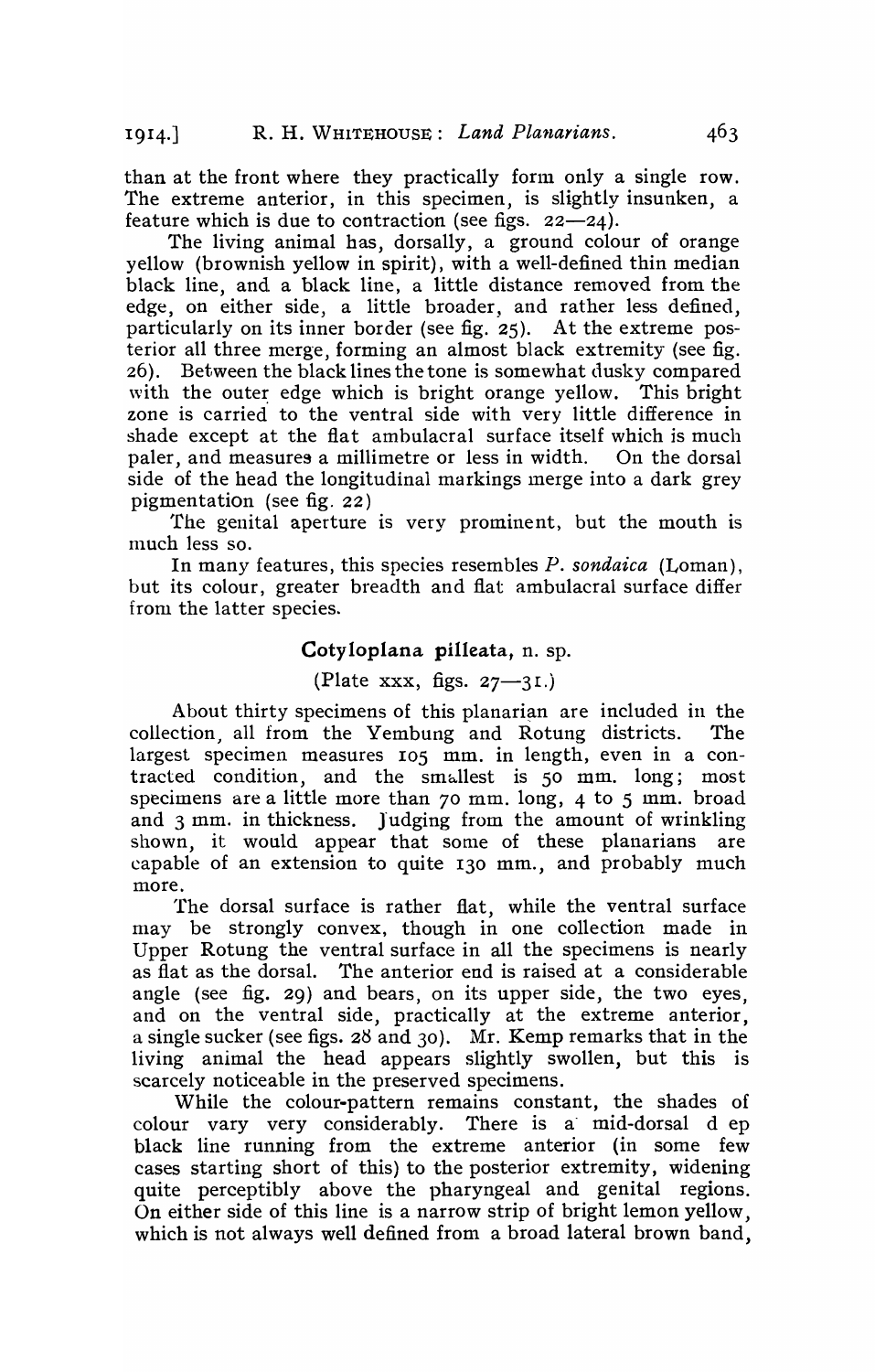than at the front where they practically form only a single row. The extreme anterior, in this specimen, is slightly insunken, a feature which is due to contraction (see figs. 22—24).

The living animal has, dorsally, a ground colour of orange yellow (brownish yellow in spirit), with a well-defined thin median black line, and a black line, a little distance removed from the edge, on either side, a little broader, and rather less defined, particularly on its inner border (see fig. 25). At the extreme posterior all three merge, forming an almost black extremity (see fig. 26). Between the black lines the tone is somewhat dusky compared with the outer edge which is bright orange yellow. This bright zone is carried to the ventral side with very little difference in shade except at the flat ambulacral surface itself which is much paler, and measures a millimetre or less in width. On the dorsal side of the head the longitudinal markings merge into a dark grey pigmentation (see fig. 22)

The genital aperture is very prominent, but the mouth is much less so.

In many features, this species resembles *P. sondaica* (Loman), but its colour, greater breadth and flat ambulacral surface differ from the latter species.

## Cotyloplana pilleata, n. sp.

(Plate xxx, figs. 27—31.)

About thirty specimens of this planarian are included in the collection, all from the Yembung and Rotung districts. The largest specimen measures 105 mm. in length, even in a contracted condition, and the smallest is 50 mm. long; most specimens are a little more than 70 mm. long, 4 to 5 mm. broad and 3 mm. in thickness. Judging from the amount of wrinkling shown, it would appear that some of these planarians are capable of an extension to quite 130 mm., and probably much more.

The dorsal surface is rather flat, while the ventral surface may be strongly convex, though in one collection made in Upper Rotung the ventral surface in all the specimens is nearly as flat as the dorsal. The anterior end is raised at a considerable angle (see fig. 29) and bears, on its upper side, the two eyes, and on the ventral side, practically at the extreme anterior, a single sucker (see figs. 28 and 30). Mr. Kemp remarks that in the living animal the head appears slightly swollen, but this is scarcely noticeable in the preserved specimens.

While the colour-pattern remains constant, the shades of colour vary very considerably. There is a mid-dorsal d ep black line running from the extreme anterior (in some few cases starting short of this) to the posterior extremity, widening quite perceptibly above the pharyngeal and genital regions. On either side of this line is a narrow strip of bright lemon yellow, which is not always well defined from a broad lateral brown band,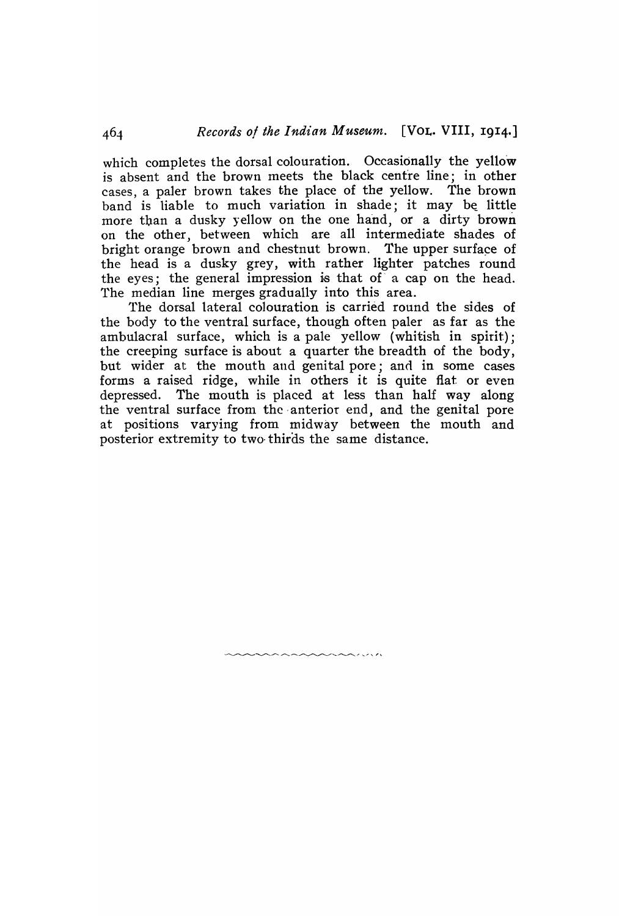which completes the dorsal colouration. Occasionally the yellow is absent and the brown meets the black centre line; in other cases, a paler brown takes the place of the yellow. The brown band is liable to much variation in shade; it may be little more than a dusky yellow on the one hand, or a dirty brown on the other, between which are all intermediate shades of bright orange brown and chestnut brown. The upper surface of the head is a dusky grey, with rather lighter patches round the eyes; the general impression is that of a cap on the head. The median line merges gradually into this area.

The dorsal lateral colouration is carried round the sides of the body to the ventral surface, though often paler as far as the ambulacral surface, which is a pale yellow (whitish in spirit); the creeping surface is about a quarter the breadth of the body, but wider at the mouth and genital pore; and in some cases forms a raised ridge, while in others it is quite flat or even depressed. The mouth is placed at less than half way along the ventral surface from the anterior end, and the genital pore at positions varying from midway between the mouth and posterior extremity to two thirds the same distance.